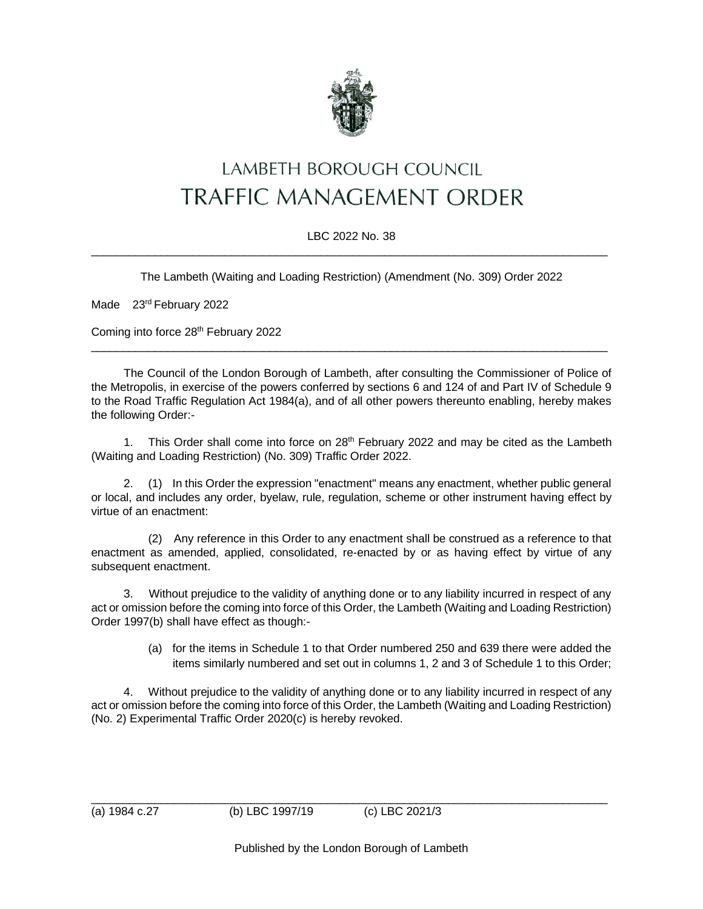# LAMBETH BOROUGH COUNCIL

# TRAFFIC MANAGEMENT ORDER

LBC 2022 No. 38

---

The Lambeth (Waiting and Loading Restriction) (Amendment (No. 309) Order 2022

Made 23rd February 2022

Coming into force 28th February 2022

---

The Council of the London Borough of Lambeth, after consulting the Commissioner of Police of the Metropolis, in exercise of the powers conferred by sections 6 and 124 of and Part IV of Schedule 9 to the Road Traffic Regulation Act 1984(a), and of all other powers thereunto enabling, hereby makes the following Order:-

1. This Order shall come into force on 28th February 2022 and may be cited as the Lambeth (Waiting and Loading Restriction) (No. 309) Traffic Order 2022.

2. (1) In this Order the expression "enactment" means any enactment, whether public general or local, and includes any order, byelaw, rule, regulation, scheme or other instrument having effect by virtue of an enactment:

   (2) Any reference in this Order to any enactment shall be construed as a reference to that enactment as amended, applied, consolidated, re-enacted by or as having effect by virtue of any subsequent enactment.

3. Without prejudice to the validity of anything done or to any liability incurred in respect of any act or omission before the coming into force of this Order, the Lambeth (Waiting and Loading Restriction) Order 1997(b) shall have effect as though:-

   (a) for the items in Schedule 1 to that Order numbered 250 and 639 there were added the items similarly numbered and set out in columns 1, 2 and 3 of Schedule 1 to this Order;

4. Without prejudice to the validity of anything done or to any liability incurred in respect of any act or omission before the coming into force of this Order, the Lambeth (Waiting and Loading Restriction) (No. 2) Experimental Traffic Order 2020(c) is hereby revoked.

---

(a) 1984 c.27 (b) LBC 1997/19 (c) LBC 2021/3

Published by the London Borough of Lambeth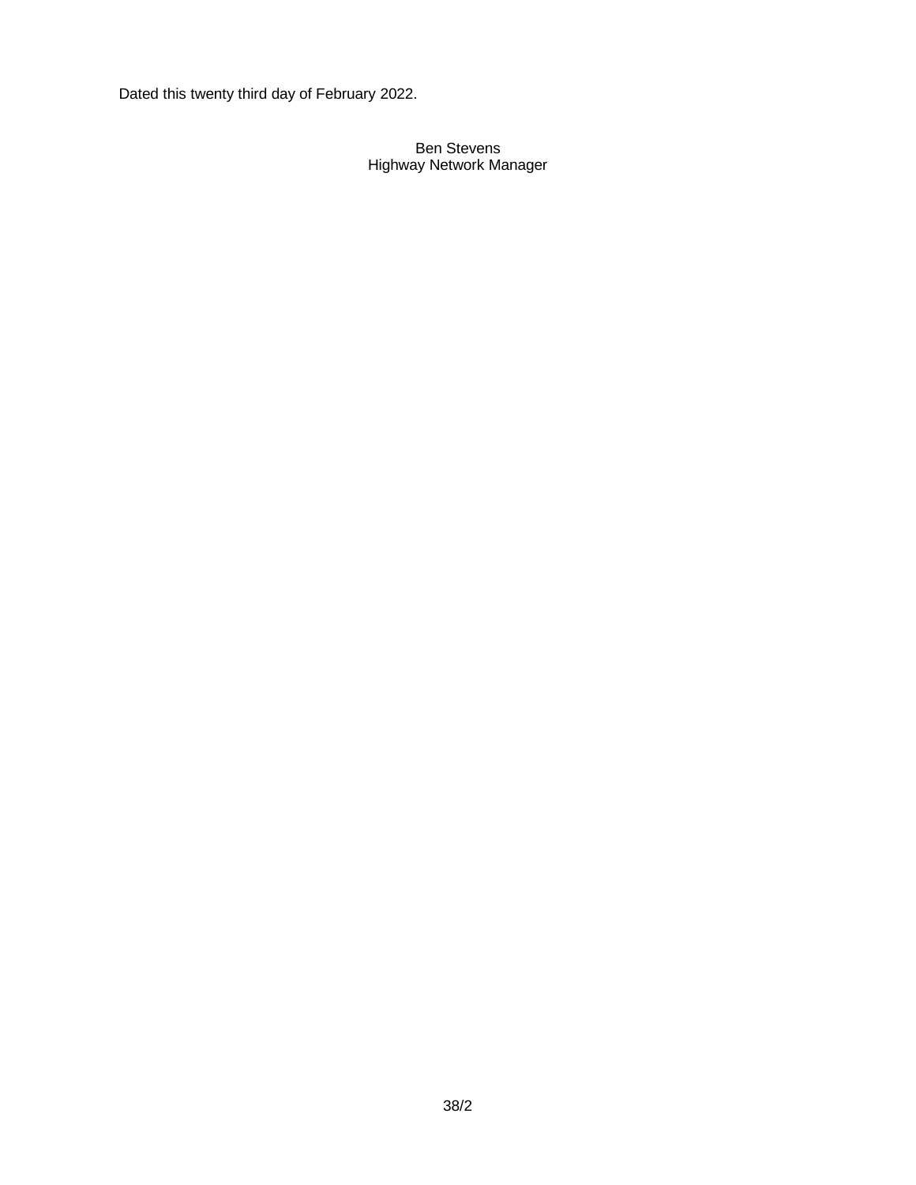Dated this twenty third day of February 2022.

Ben Stevens  
Highway Network Manager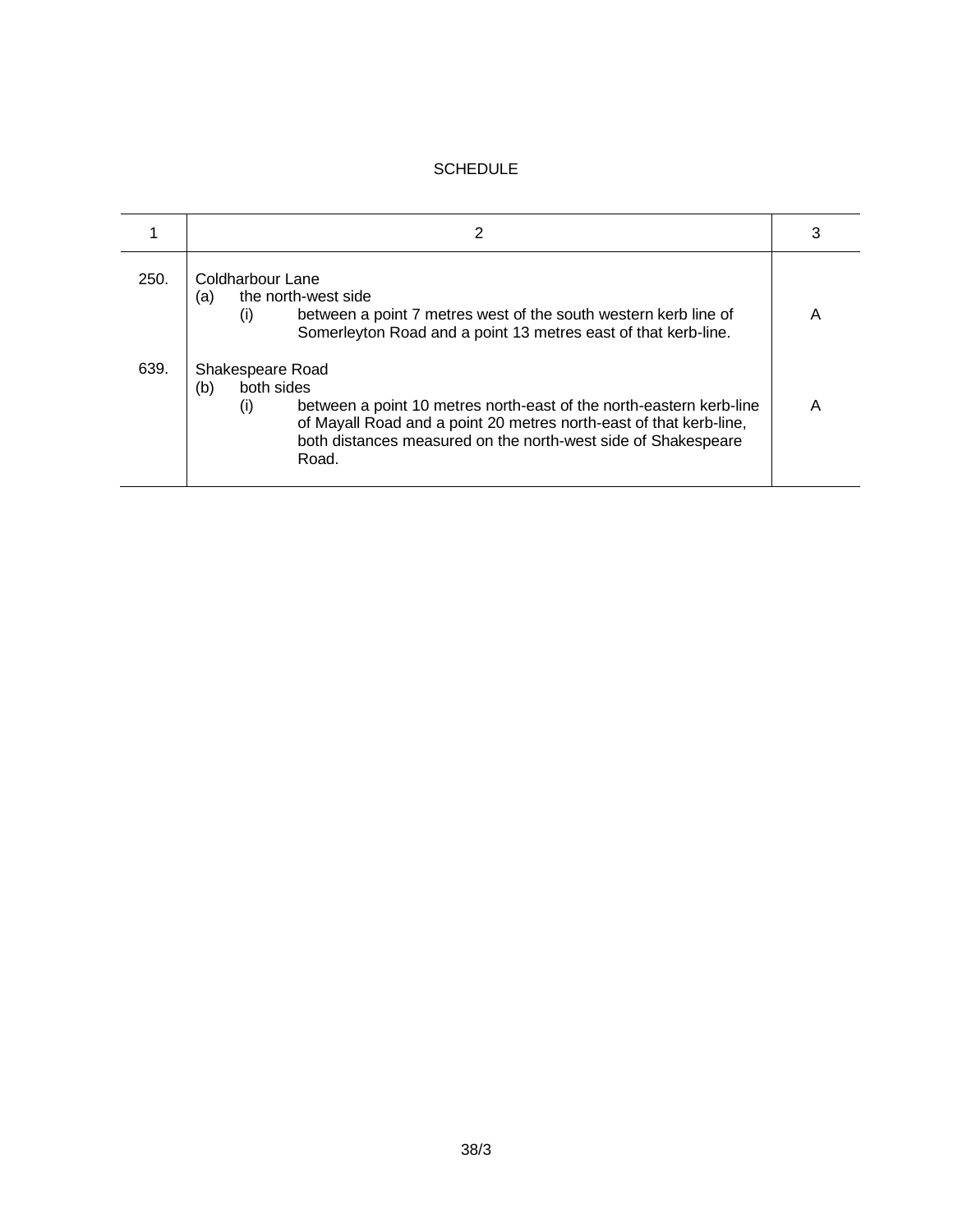SCHEDULE

| 1 | 2 | 3 |
|---|---|---|
| 250. | Coldharbour Lane<br>(a) the north-west side<br>(i) between a point 7 metres west of the south western kerb line of Somerleyton Road and a point 13 metres east of that kerb-line. | A |
| 639. | Shakespeare Road<br>(b) both sides<br>(i) between a point 10 metres north-east of the north-eastern kerb-line of Mayall Road and a point 20 metres north-east of that kerb-line, both distances measured on the north-west side of Shakespeare Road. | A |